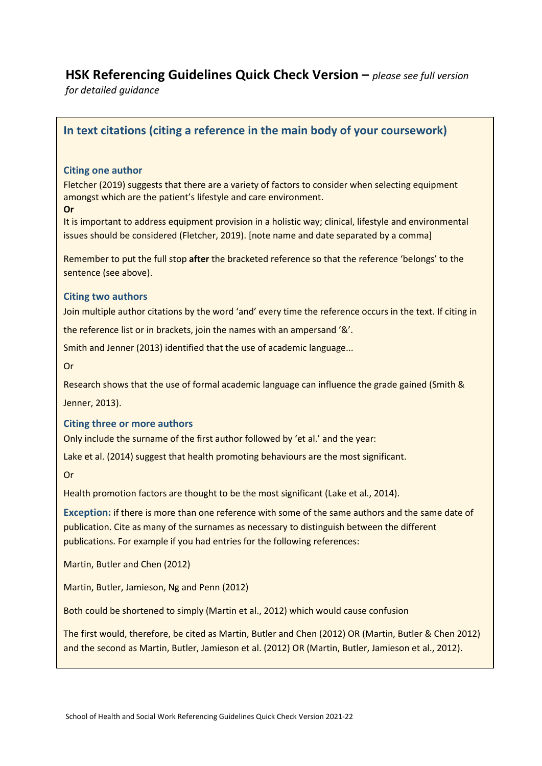# HSK Referencing Guidelines Quick Check Version – *please see full version for detailed guidance*

## In text citations (citing a reference in the main body of your coursework)

### Citing one author

Fletcher (2019) suggests that there are a variety of factors to consider when selecting equipment amongst which are the patient's lifestyle and care environment.

**Or**

It is important to address equipment provision in a holistic way; clinical, lifestyle and environmental issues should be considered (Fletcher, 2019). [note name and date separated by a comma]

Remember to put the full stop **after** the bracketed reference so that the reference 'belongs' to the sentence (see above).

### Citing two authors

Join multiple author citations by the word 'and' every time the reference occurs in the text. If citing in the reference list or in brackets, join the names with an ampersand '&'.

Smith and Jenner (2013) identified that the use of academic language...

Or

Research shows that the use of formal academic language can influence the grade gained (Smith & Jenner, 2013).

### Citing three or more authors

Only include the surname of the first author followed by 'et al.' and the year:

Lake et al. (2014) suggest that health promoting behaviours are the most significant.

Or

Health promotion factors are thought to be the most significant (Lake et al., 2014).

**Exception:** if there is more than one reference with some of the same authors and the same date of publication. Cite as many of the surnames as necessary to distinguish between the different publications. For example if you had entries for the following references:

Martin, Butler and Chen (2012)

Martin, Butler, Jamieson, Ng and Penn (2012)

Both could be shortened to simply (Martin et al., 2012) which would cause confusion

The first would, therefore, be cited as Martin, Butler and Chen (2012) OR (Martin, Butler & Chen 2012) and the second as Martin, Butler, Jamieson et al. (2012) OR (Martin, Butler, Jamieson et al., 2012).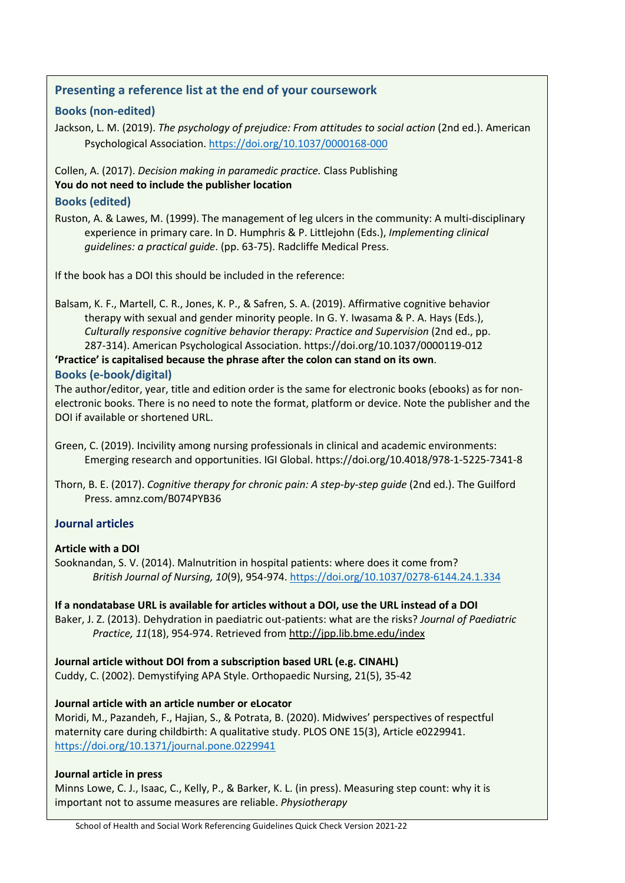## Presenting a reference list at the end of your coursework

### Books (non-edited)

Jackson, L. M. (2019). *The psychology of prejudice: From attitudes to social action* (2nd ed.). American Psychological Association. https://doi.org/10.1037/0000168-000

Collen, A. (2017). *Decision making in paramedic practice.* Class Publishing

**You do not need to include the publisher location**

### Books (edited)

Ruston, A. & Lawes, M. (1999). The management of leg ulcers in the community: A multi-disciplinary experience in primary care. In D. Humphris & P. Littlejohn (Eds.), *Implementing clinical guidelines: a practical guide*. (pp. 63-75). Radcliffe Medical Press.

If the book has a DOI this should be included in the reference:

Balsam, K. F., Martell, C. R., Jones, K. P., & Safren, S. A. (2019). Affirmative cognitive behavior therapy with sexual and gender minority people. In G. Y. Iwasama & P. A. Hays (Eds.), *Culturally responsive cognitive behavior therapy: Practice and Supervision* (2nd ed., pp. 287-314). American Psychological Association. https://doi.org/10.1037/0000119-012

**'Practice' is capitalised because the phrase after the colon can stand on its own**.

### Books (e-book/digital)

The author/editor, year, title and edition order is the same for electronic books (ebooks) as for non-electronic books. There is no need to note the format, platform or device. Note the publisher and the DOI if available or shortened URL.

Green, C. (2019). Incivility among nursing professionals in clinical and academic environments: Emerging research and opportunities. IGI Global. https://doi.org/10.4018/978-1-5225-7341-8

Thorn, B. E. (2017). *Cognitive therapy for chronic pain: A step-by-step guide* (2nd ed.). The Guilford Press. amnz.com/B074PYB36

### Journal articles

**Article with a DOI**

Sooknandan, S. V. (2014). Malnutrition in hospital patients: where does it come from? *British Journal of Nursing, 10*(9), 954-974. https://doi.org/10.1037/0278-6144.24.1.334

**If a nondatabase URL is available for articles without a DOI, use the URL instead of a DOI**

Baker, J. Z. (2013). Dehydration in paediatric out-patients: what are the risks? *Journal of Paediatric Practice, 11*(18), 954-974. Retrieved from http://jpp.lib.bme.edu/index

**Journal article without DOI from a subscription based URL (e.g. CINAHL)**

Cuddy, C. (2002). Demystifying APA Style. Orthopaedic Nursing, 21(5), 35-42

**Journal article with an article number or eLocator**

Moridi, M., Pazandeh, F., Hajian, S., & Potrata, B. (2020). Midwives' perspectives of respectful maternity care during childbirth: A qualitative study. PLOS ONE 15(3), Article e0229941. https://doi.org/10.1371/journal.pone.0229941

**Journal article in press**

Minns Lowe, C. J., Isaac, C., Kelly, P., & Barker, K. L. (in press). Measuring step count: why it is important not to assume measures are reliable. *Physiotherapy*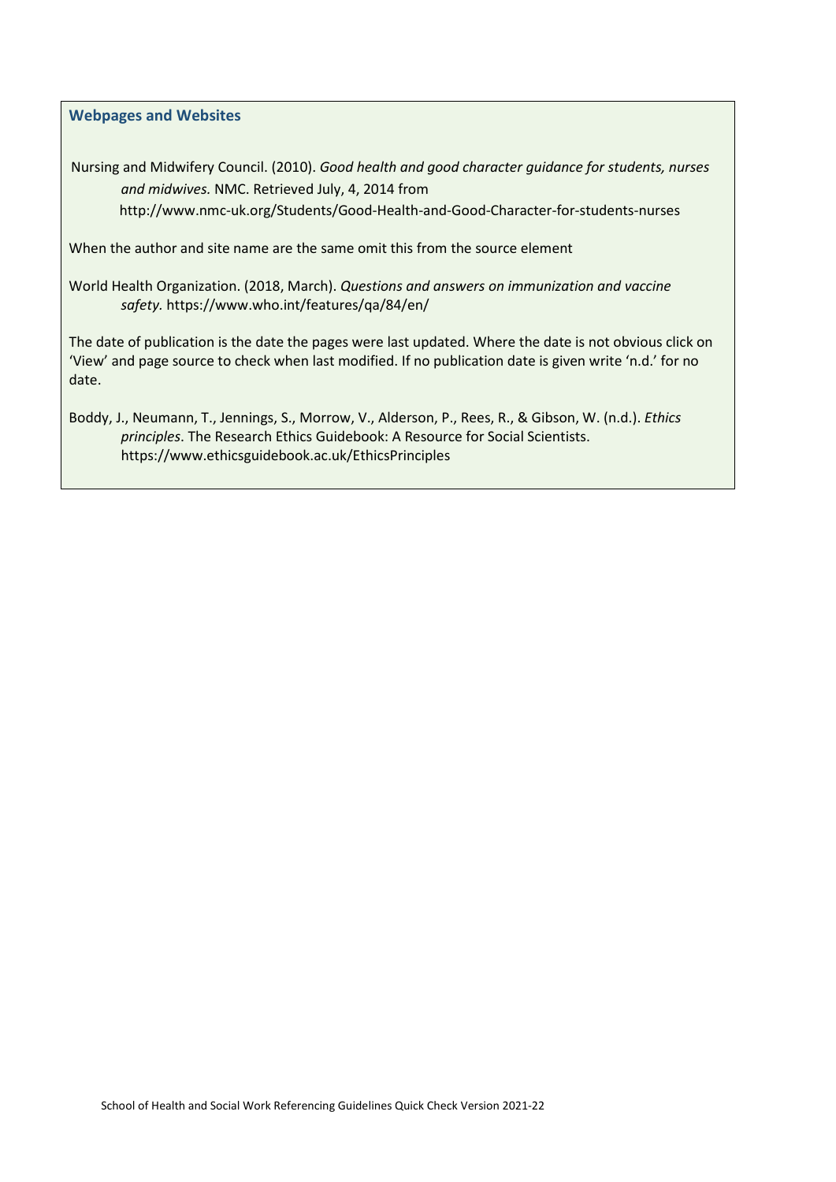### Webpages and Websites

Nursing and Midwifery Council. (2010). *Good health and good character guidance for students, nurses and midwives.* NMC. Retrieved July, 4, 2014 from http://www.nmc-uk.org/Students/Good-Health-and-Good-Character-for-students-nurses

When the author and site name are the same omit this from the source element

World Health Organization. (2018, March). *Questions and answers on immunization and vaccine safety.* https://www.who.int/features/qa/84/en/

The date of publication is the date the pages were last updated. Where the date is not obvious click on 'View' and page source to check when last modified. If no publication date is given write 'n.d.' for no date.

Boddy, J., Neumann, T., Jennings, S., Morrow, V., Alderson, P., Rees, R., & Gibson, W. (n.d.). *Ethics principles*. The Research Ethics Guidebook: A Resource for Social Scientists. https://www.ethicsguidebook.ac.uk/EthicsPrinciples